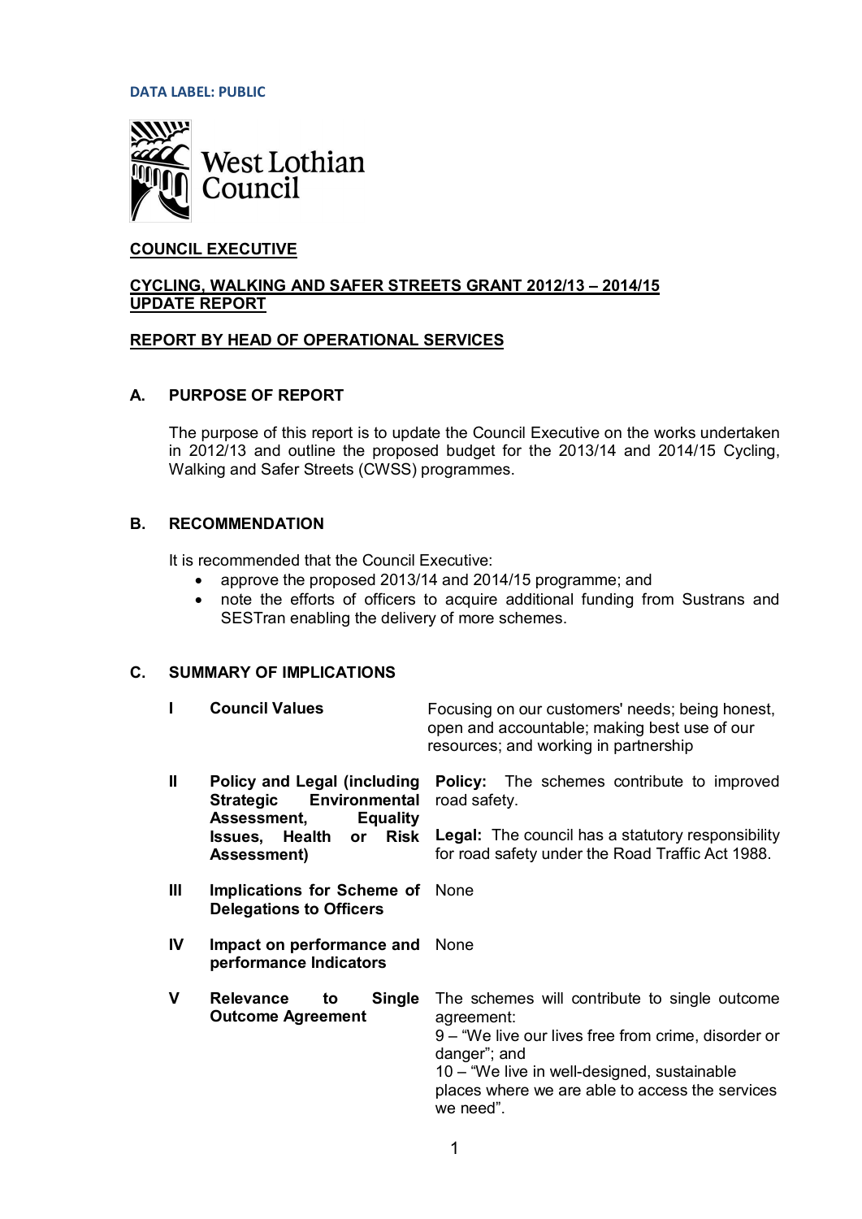DATA LABEL: PUBLIC

West Lothian Council

**COUNCIL EXECUTIVE**

**CYCLING, WALKING AND SAFER STREETS GRANT 2012/13 – 2014/15 UPDATE REPORT**

**REPORT BY HEAD OF OPERATIONAL SERVICES**

## A. PURPOSE OF REPORT

The purpose of this report is to update the Council Executive on the works undertaken in 2012/13 and outline the proposed budget for the 2013/14 and 2014/15 Cycling, Walking and Safer Streets (CWSS) programmes.

## B. RECOMMENDATION

It is recommended that the Council Executive:

- approve the proposed 2013/14 and 2014/15 programme; and
- note the efforts of officers to acquire additional funding from Sustrans and SESTran enabling the delivery of more schemes.

## C. SUMMARY OF IMPLICATIONS

| | | |
|---|---|---|
| **I** | **Council Values** | Focusing on our customers' needs; being honest, open and accountable; making best use of our resources; and working in partnership |
| **II** | **Policy and Legal (including Strategic Environmental Assessment, Equality Issues, Health or Risk Assessment)** | **Policy:** The schemes contribute to improved road safety.<br><br>**Legal:** The council has a statutory responsibility for road safety under the Road Traffic Act 1988. |
| **III** | **Implications for Scheme of Delegations to Officers** | None |
| **IV** | **Impact on performance and performance Indicators** | None |
| **V** | **Relevance to Single Outcome Agreement** | The schemes will contribute to single outcome agreement:<br>9 – "We live our lives free from crime, disorder or danger"; and<br>10 – "We live in well-designed, sustainable places where we are able to access the services we need". |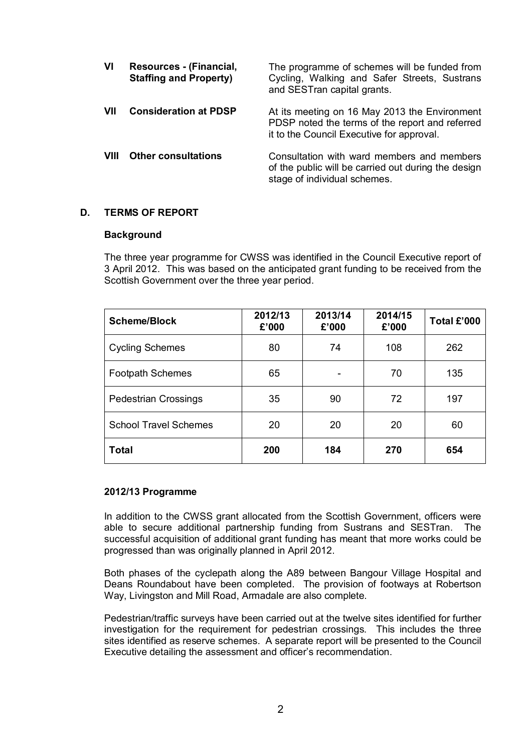| | | |
|---|---|---|
| **VI** | **Resources - (Financial, Staffing and Property)** | The programme of schemes will be funded from Cycling, Walking and Safer Streets, Sustrans and SESTran capital grants. |
| **VII** | **Consideration at PDSP** | At its meeting on 16 May 2013 the Environment PDSP noted the terms of the report and referred it to the Council Executive for approval. |
| **VIII** | **Other consultations** | Consultation with ward members and members of the public will be carried out during the design stage of individual schemes. |

## D. TERMS OF REPORT

### Background

The three year programme for CWSS was identified in the Council Executive report of 3 April 2012. This was based on the anticipated grant funding to be received from the Scottish Government over the three year period.

| Scheme/Block | 2012/13 £'000 | 2013/14 £'000 | 2014/15 £'000 | Total £'000 |
|---|---|---|---|---|
| Cycling Schemes | 80 | 74 | 108 | 262 |
| Footpath Schemes | 65 | - | 70 | 135 |
| Pedestrian Crossings | 35 | 90 | 72 | 197 |
| School Travel Schemes | 20 | 20 | 20 | 60 |
| **Total** | **200** | **184** | **270** | **654** |

### 2012/13 Programme

In addition to the CWSS grant allocated from the Scottish Government, officers were able to secure additional partnership funding from Sustrans and SESTran. The successful acquisition of additional grant funding has meant that more works could be progressed than was originally planned in April 2012.

Both phases of the cyclepath along the A89 between Bangour Village Hospital and Deans Roundabout have been completed. The provision of footways at Robertson Way, Livingston and Mill Road, Armadale are also complete.

Pedestrian/traffic surveys have been carried out at the twelve sites identified for further investigation for the requirement for pedestrian crossings. This includes the three sites identified as reserve schemes. A separate report will be presented to the Council Executive detailing the assessment and officer's recommendation.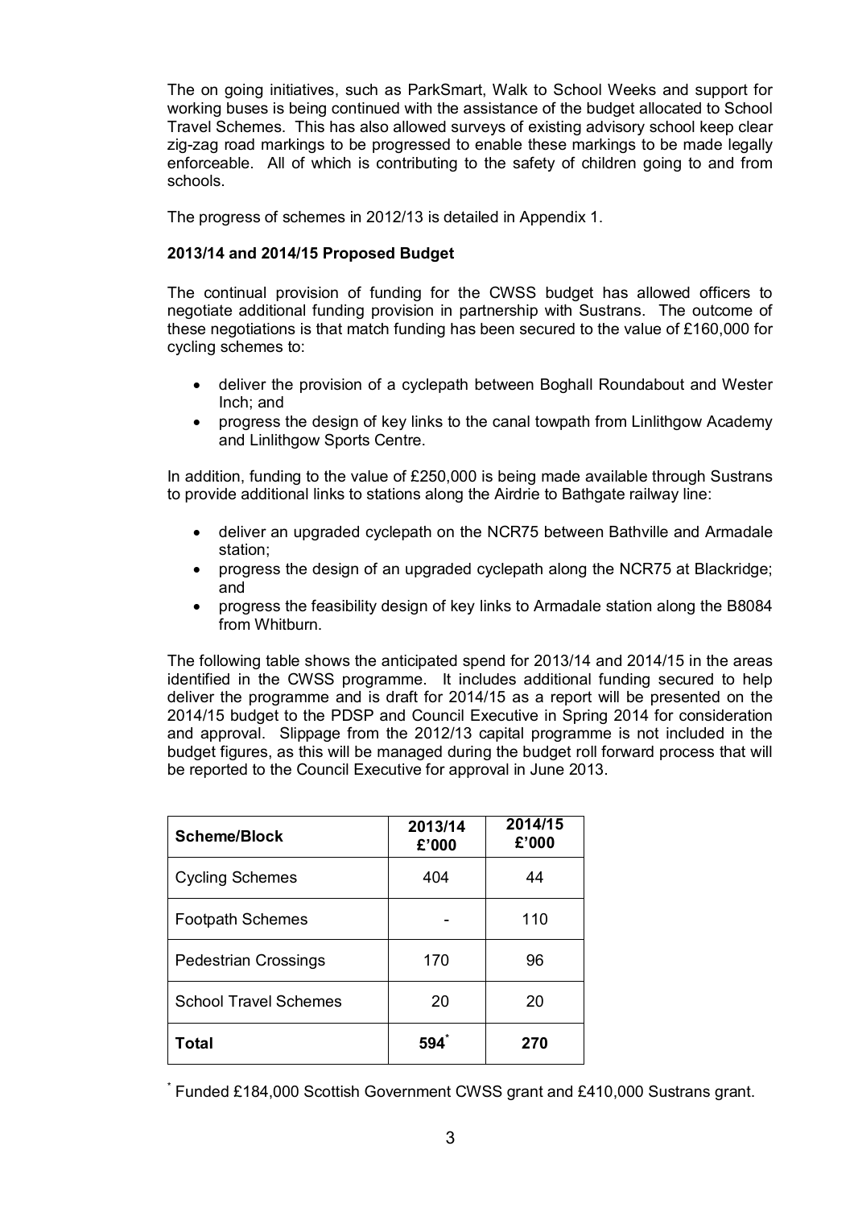The on going initiatives, such as ParkSmart, Walk to School Weeks and support for working buses is being continued with the assistance of the budget allocated to School Travel Schemes. This has also allowed surveys of existing advisory school keep clear zig-zag road markings to be progressed to enable these markings to be made legally enforceable. All of which is contributing to the safety of children going to and from schools.

The progress of schemes in 2012/13 is detailed in Appendix 1.

**2013/14 and 2014/15 Proposed Budget**

The continual provision of funding for the CWSS budget has allowed officers to negotiate additional funding provision in partnership with Sustrans. The outcome of these negotiations is that match funding has been secured to the value of £160,000 for cycling schemes to:

- deliver the provision of a cyclepath between Boghall Roundabout and Wester Inch; and
- progress the design of key links to the canal towpath from Linlithgow Academy and Linlithgow Sports Centre.

In addition, funding to the value of £250,000 is being made available through Sustrans to provide additional links to stations along the Airdrie to Bathgate railway line:

- deliver an upgraded cyclepath on the NCR75 between Bathville and Armadale station;
- progress the design of an upgraded cyclepath along the NCR75 at Blackridge; and
- progress the feasibility design of key links to Armadale station along the B8084 from Whitburn.

The following table shows the anticipated spend for 2013/14 and 2014/15 in the areas identified in the CWSS programme. It includes additional funding secured to help deliver the programme and is draft for 2014/15 as a report will be presented on the 2014/15 budget to the PDSP and Council Executive in Spring 2014 for consideration and approval. Slippage from the 2012/13 capital programme is not included in the budget figures, as this will be managed during the budget roll forward process that will be reported to the Council Executive for approval in June 2013.

| Scheme/Block | 2013/14 £'000 | 2014/15 £'000 |
|---|---|---|
| Cycling Schemes | 404 | 44 |
| Footpath Schemes | - | 110 |
| Pedestrian Crossings | 170 | 96 |
| School Travel Schemes | 20 | 20 |
| **Total** | **594*** | **270** |

* Funded £184,000 Scottish Government CWSS grant and £410,000 Sustrans grant.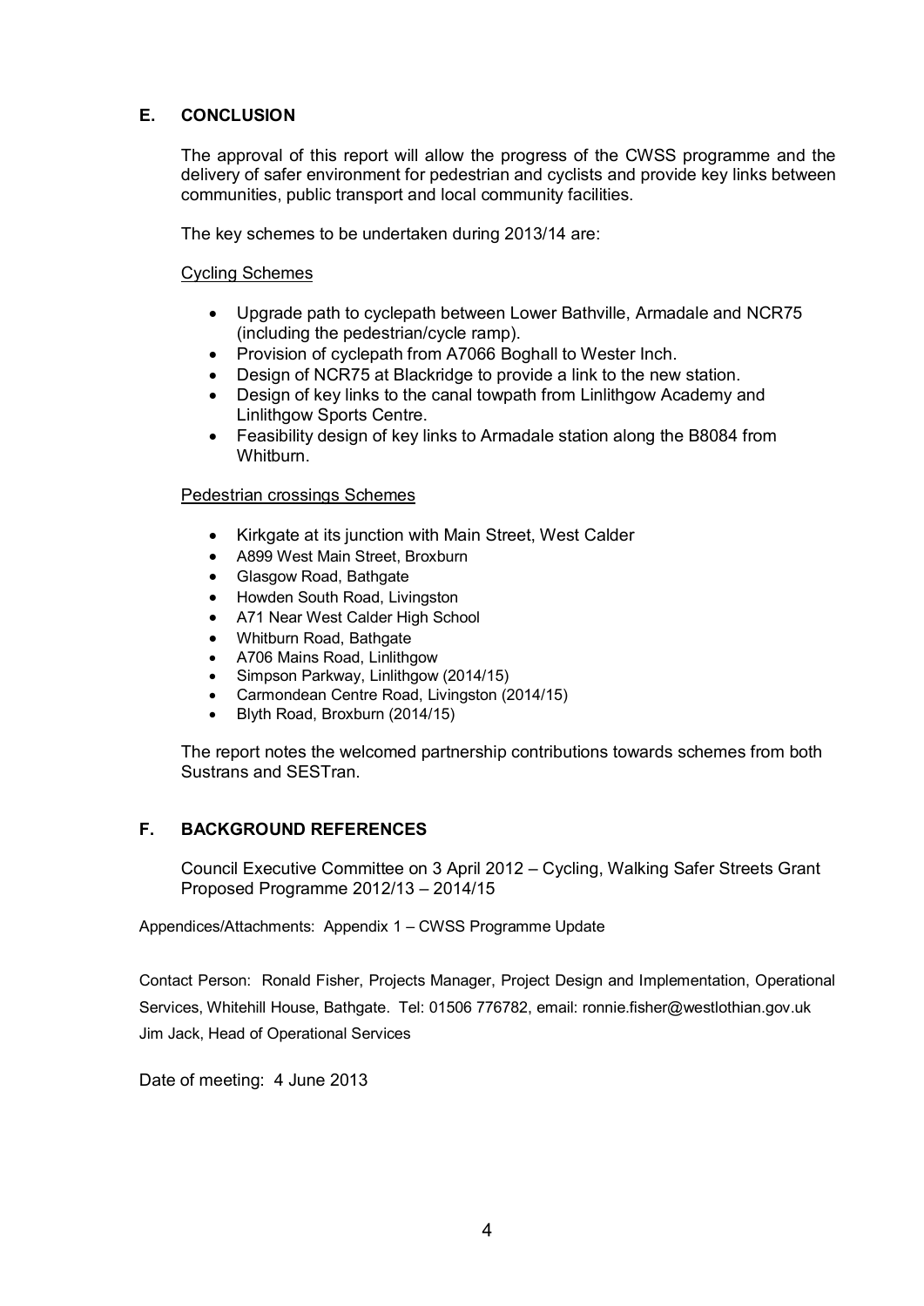## E. CONCLUSION

The approval of this report will allow the progress of the CWSS programme and the delivery of safer environment for pedestrian and cyclists and provide key links between communities, public transport and local community facilities.

The key schemes to be undertaken during 2013/14 are:

Cycling Schemes

- Upgrade path to cyclepath between Lower Bathville, Armadale and NCR75 (including the pedestrian/cycle ramp).
- Provision of cyclepath from A7066 Boghall to Wester Inch.
- Design of NCR75 at Blackridge to provide a link to the new station.
- Design of key links to the canal towpath from Linlithgow Academy and Linlithgow Sports Centre.
- Feasibility design of key links to Armadale station along the B8084 from Whitburn.

Pedestrian crossings Schemes

- Kirkgate at its junction with Main Street, West Calder
- A899 West Main Street, Broxburn
- Glasgow Road, Bathgate
- Howden South Road, Livingston
- A71 Near West Calder High School
- Whitburn Road, Bathgate
- A706 Mains Road, Linlithgow
- Simpson Parkway, Linlithgow (2014/15)
- Carmondean Centre Road, Livingston (2014/15)
- Blyth Road, Broxburn (2014/15)

The report notes the welcomed partnership contributions towards schemes from both Sustrans and SESTran.

## F. BACKGROUND REFERENCES

Council Executive Committee on 3 April 2012 – Cycling, Walking Safer Streets Grant Proposed Programme 2012/13 – 2014/15

Appendices/Attachments: Appendix 1 – CWSS Programme Update

Contact Person: Ronald Fisher, Projects Manager, Project Design and Implementation, Operational Services, Whitehill House, Bathgate. Tel: 01506 776782, email: ronnie.fisher@westlothian.gov.uk
Jim Jack, Head of Operational Services

Date of meeting: 4 June 2013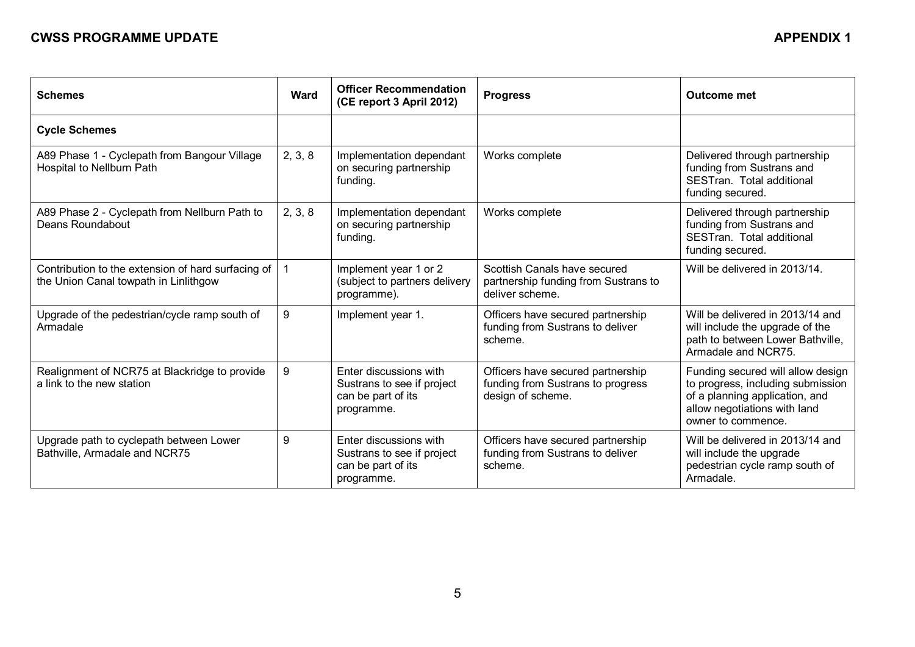**CWSS PROGRAMME UPDATE** **APPENDIX 1**

| Schemes | Ward | Officer Recommendation (CE report 3 April 2012) | Progress | Outcome met |
|---|---|---|---|---|
| **Cycle Schemes** | | | | |
| A89 Phase 1 - Cyclepath from Bangour Village Hospital to Nellburn Path | 2, 3, 8 | Implementation dependant on securing partnership funding. | Works complete | Delivered through partnership funding from Sustrans and SESTran. Total additional funding secured. |
| A89 Phase 2 - Cyclepath from Nellburn Path to Deans Roundabout | 2, 3, 8 | Implementation dependant on securing partnership funding. | Works complete | Delivered through partnership funding from Sustrans and SESTran. Total additional funding secured. |
| Contribution to the extension of hard surfacing of the Union Canal towpath in Linlithgow | 1 | Implement year 1 or 2 (subject to partners delivery programme). | Scottish Canals have secured partnership funding from Sustrans to deliver scheme. | Will be delivered in 2013/14. |
| Upgrade of the pedestrian/cycle ramp south of Armadale | 9 | Implement year 1. | Officers have secured partnership funding from Sustrans to deliver scheme. | Will be delivered in 2013/14 and will include the upgrade of the path to between Lower Bathville, Armadale and NCR75. |
| Realignment of NCR75 at Blackridge to provide a link to the new station | 9 | Enter discussions with Sustrans to see if project can be part of its programme. | Officers have secured partnership funding from Sustrans to progress design of scheme. | Funding secured will allow design to progress, including submission of a planning application, and allow negotiations with land owner to commence. |
| Upgrade path to cyclepath between Lower Bathville, Armadale and NCR75 | 9 | Enter discussions with Sustrans to see if project can be part of its programme. | Officers have secured partnership funding from Sustrans to deliver scheme. | Will be delivered in 2013/14 and will include the upgrade pedestrian cycle ramp south of Armadale. |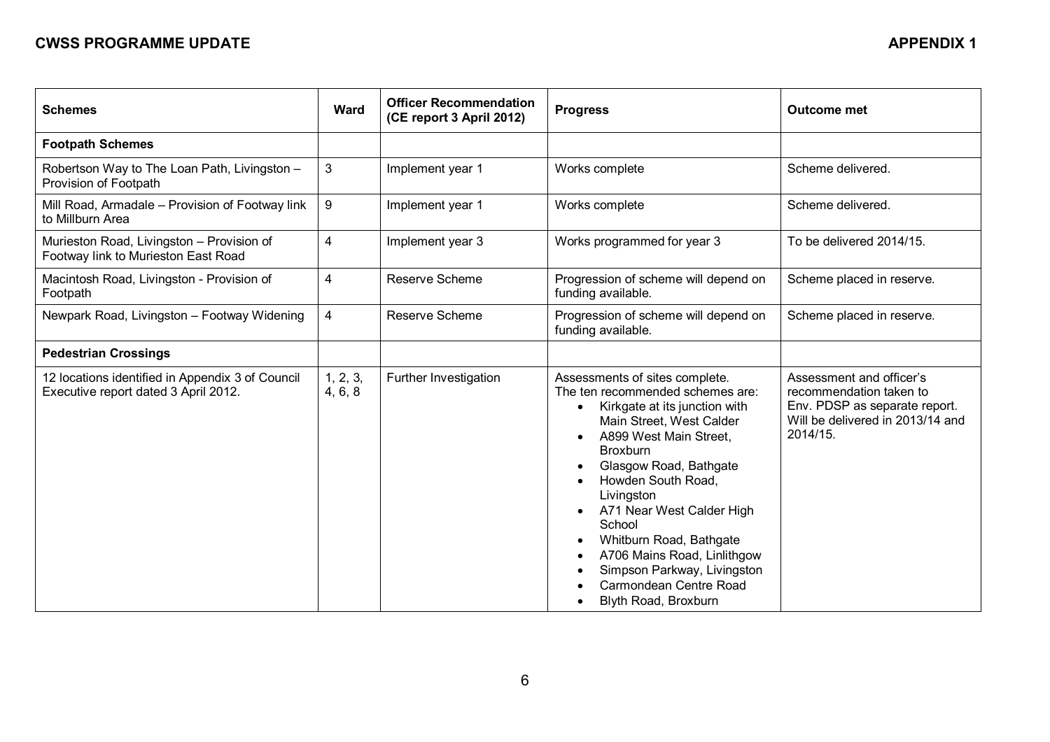**CWSS PROGRAMME UPDATE** **APPENDIX 1**

| Schemes | Ward | Officer Recommendation (CE report 3 April 2012) | Progress | Outcome met |
|---|---|---|---|---|
| **Footpath Schemes** | | | | |
| Robertson Way to The Loan Path, Livingston – Provision of Footpath | 3 | Implement year 1 | Works complete | Scheme delivered. |
| Mill Road, Armadale – Provision of Footway link to Millburn Area | 9 | Implement year 1 | Works complete | Scheme delivered. |
| Murieston Road, Livingston – Provision of Footway link to Murieston East Road | 4 | Implement year 3 | Works programmed for year 3 | To be delivered 2014/15. |
| Macintosh Road, Livingston - Provision of Footpath | 4 | Reserve Scheme | Progression of scheme will depend on funding available. | Scheme placed in reserve. |
| Newpark Road, Livingston – Footway Widening | 4 | Reserve Scheme | Progression of scheme will depend on funding available. | Scheme placed in reserve. |
| **Pedestrian Crossings** | | | | |
| 12 locations identified in Appendix 3 of Council Executive report dated 3 April 2012. | 1, 2, 3, 4, 6, 8 | Further Investigation | Assessments of sites complete. The ten recommended schemes are: • Kirkgate at its junction with Main Street, West Calder • A899 West Main Street, Broxburn • Glasgow Road, Bathgate • Howden South Road, Livingston • A71 Near West Calder High School • Whitburn Road, Bathgate • A706 Mains Road, Linlithgow • Simpson Parkway, Livingston • Carmondean Centre Road • Blyth Road, Broxburn | Assessment and officer's recommendation taken to Env. PDSP as separate report. Will be delivered in 2013/14 and 2014/15. |